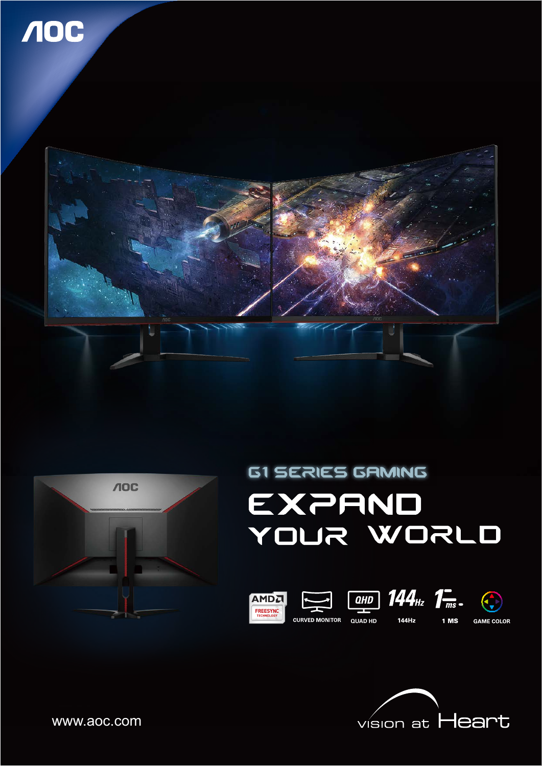AOC

## G1 SERIES GAMING

# EXPAND YOUR WORLD

AMD FREESYNC TECHNOLOGY

CURVED MONITOR

QUAD HD

144Hz

1 MS

GAME COLOR

www.aoc.com

vision at Heart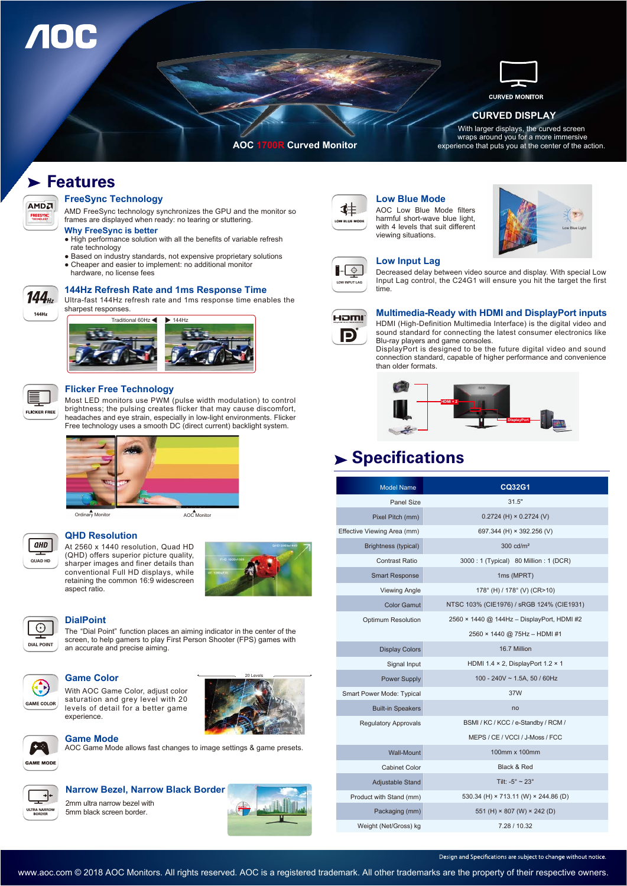AOC

AOC 1700R Curved Monitor

CURVED MONITOR

## CURVED DISPLAY

With larger displays, the curved screen wraps around you for a more immersive experience that puts you at the center of the action.

# Features

### FreeSync Technology

AMD FreeSync technology synchronizes the GPU and the monitor so frames are displayed when ready: no tearing or stuttering.

**Why FreeSync is better**

- High performance solution with all the benefits of variable refresh rate technology
- Based on industry standards, not expensive proprietary solutions
- Cheaper and easier to implement: no additional monitor hardware, no license fees

### 144Hz Refresh Rate and 1ms Response Time

Ultra-fast 144Hz refresh rate and 1ms response time enables the sharpest responses.

Traditional 60Hz ◀ ▶ 144Hz

### Flicker Free Technology

Most LED monitors use PWM (pulse width modulation) to control brightness; the pulsing creates flicker that may cause discomfort, headaches and eye strain, especially in low-light environments. Flicker Free technology uses a smooth DC (direct current) backlight system.

Ordinary Monitor AOC Monitor

### QHD Resolution

At 2560 x 1440 resolution, Quad HD (QHD) offers superior picture quality, sharper images and finer details than conventional Full HD displays, while retaining the common 16:9 widescreen aspect ratio.

### DialPoint

The "Dial Point" function places an aiming indicator in the center of the screen, to help gamers to play First Person Shooter (FPS) games with an accurate and precise aiming.

### Game Color

With AOC Game Color, adjust color saturation and grey level with 20 levels of detail for a better game experience.

20 Levels

### Game Mode

AOC Game Mode allows fast changes to image settings & game presets.

### Narrow Bezel, Narrow Black Border

2mm ultra narrow bezel with 5mm black screen border.

### Low Blue Mode

AOC Low Blue Mode filters harmful short-wave blue light, with 4 levels that suit different viewing situations.

### Low Input Lag

Decreased delay between video source and display. With special Low Input Lag control, the C24G1 will ensure you hit the target the first time.

### Multimedia-Ready with HDMI and DisplayPort inputs

HDMI (High-Definition Multimedia Interface) is the digital video and sound standard for connecting the latest consumer electronics like Blu-ray players and game consoles.
DisplayPort is designed to be the future digital video and sound connection standard, capable of higher performance and convenience than older formats.

HDMI × 2
DisplayPort

# Specifications

| Model Name | CQ32G1 |
|---|---|
| Panel Size | 31.5" |
| Pixel Pitch (mm) | 0.2724 (H) × 0.2724 (V) |
| Effective Viewing Area (mm) | 697.344 (H) × 392.256 (V) |
| Brightness (typical) | 300 cd/m² |
| Contrast Ratio | 3000 : 1 (Typical) 80 Million : 1 (DCR) |
| Smart Response | 1ms (MPRT) |
| Viewing Angle | 178° (H) / 178° (V) (CR>10) |
| Color Gamut | NTSC 103% (CIE1976) / sRGB 124% (CIE1931) |
| Optimum Resolution | 2560 × 1440 @ 144Hz – DisplayPort, HDMI #2<br>2560 × 1440 @ 75Hz – HDMI #1 |
| Display Colors | 16.7 Million |
| Signal Input | HDMI 1.4 × 2, DisplayPort 1.2 × 1 |
| Power Supply | 100 - 240V ~ 1.5A, 50 / 60Hz |
| Smart Power Mode: Typical | 37W |
| Built-in Speakers | no |
| Regulatory Approvals | BSMI / KC / KCC / e-Standby / RCM /<br>MEPS / CE / VCCI / J-Moss / FCC |
| Wall-Mount | 100mm x 100mm |
| Cabinet Color | Black & Red |
| Adjustable Stand | Tilt: -5° ~ 23° |
| Product with Stand (mm) | 530.34 (H) × 713.11 (W) × 244.86 (D) |
| Packaging (mm) | 551 (H) × 807 (W) × 242 (D) |
| Weight (Net/Gross) kg | 7.28 / 10.32 |

Design and Specifications are subject to change without notice.

www.aoc.com © 2018 AOC Monitors. All rights reserved. AOC is a registered trademark. All other trademarks are the property of their respective owners.